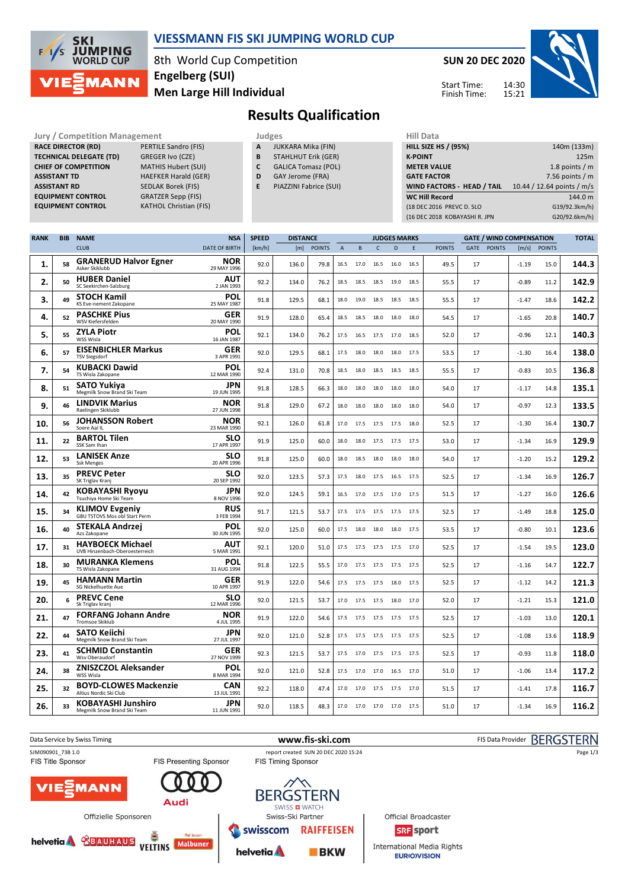# VIESSMANN FIS SKI JUMPING WORLD CUP

8th World Cup Competition
**Engelberg (SUI)**
**Men Large Hill Individual**

**SUN 20 DEC 2020**

Start Time: 14:30
Finish Time: 15:21

## Results Qualification

| Jury / Competition Management | |
|---|---|
| RACE DIRECTOR (RD) | PERTILE Sandro (FIS) |
| TECHNICAL DELEGATE (TD) | GREGER Ivo (CZE) |
| CHIEF OF COMPETITION | MATHIS Hubert (SUI) |
| ASSISTANT TD | HAEFKER Harald (GER) |
| ASSISTANT RD | SEDLAK Borek (FIS) |
| EQUIPMENT CONTROL | GRATZER Sepp (FIS) |
| EQUIPMENT CONTROL | KATHOL Christian (FIS) |

| Judges | |
|---|---|
| A | JUKKARA Mika (FIN) |
| B | STAHLHUT Erik (GER) |
| C | GALICA Tomasz (POL) |
| D | GAY Jerome (FRA) |
| E | PIAZZINI Fabrice (SUI) |

| Hill Data | |
|---|---|
| HILL SIZE HS / (95%) | 140m (133m) |
| K-POINT | 125m |
| METER VALUE | 1.8 points / m |
| GATE FACTOR | 7.56 points / m |
| WIND FACTORS - HEAD / TAIL | 10.44 / 12.64 points / m/s |
| WC Hill Record | 144.0 m |
| (18 DEC 2016 PREVC D. SLO | G19/92.3km/h) |
| (16 DEC 2018 KOBAYASHI R. JPN | G20/92.6km/h) |

| RANK | BIB | NAME / CLUB | NSA / DATE OF BIRTH | SPEED [km/h] | DISTANCE [m] | DISTANCE POINTS | A | B | C | D | E | JUDGES POINTS | GATE | GATE POINTS | WIND [m/s] | WIND POINTS | TOTAL |
|---|---|---|---|---|---|---|---|---|---|---|---|---|---|---|---|---|---|
| 1. | 58 | **GRANERUD Halvor Egner** Asker Skiklubb | NOR 29 MAY 1996 | 92.0 | 136.0 | 79.8 | 16.5 | 17.0 | 16.5 | 16.0 | 16.5 | 49.5 | 17 | | -1.19 | 15.0 | 144.3 |
| 2. | 50 | **HUBER Daniel** SC Seekirchen-Salzburg | AUT 2 JAN 1993 | 92.2 | 134.0 | 76.2 | 18.5 | 18.5 | 18.5 | 19.0 | 18.5 | 55.5 | 17 | | -0.89 | 11.2 | 142.9 |
| 3. | 49 | **STOCH Kamil** KS Eve-nement Zakopane | POL 25 MAY 1987 | 91.8 | 129.5 | 68.1 | 18.0 | 19.0 | 18.5 | 18.5 | 18.5 | 55.5 | 17 | | -1.47 | 18.6 | 142.2 |
| 4. | 52 | **PASCHKE Pius** WSV Kiefersfelden | GER 20 MAY 1990 | 91.9 | 128.0 | 65.4 | 18.5 | 18.5 | 18.0 | 18.0 | 18.0 | 54.5 | 17 | | -1.65 | 20.8 | 140.7 |
| 5. | 55 | **ZYLA Piotr** WSS Wisla | POL 16 JAN 1987 | 92.1 | 134.0 | 76.2 | 17.5 | 16.5 | 17.5 | 17.0 | 18.5 | 52.0 | 17 | | -0.96 | 12.1 | 140.3 |
| 6. | 57 | **EISENBICHLER Markus** TSV Siegsdorf | GER 3 APR 1991 | 92.0 | 129.5 | 68.1 | 17.5 | 18.0 | 18.0 | 18.0 | 17.5 | 53.5 | 17 | | -1.30 | 16.4 | 138.0 |
| 7. | 54 | **KUBACKI Dawid** TS Wisla Zakopane | POL 12 MAR 1990 | 92.4 | 131.0 | 70.8 | 18.5 | 18.0 | 18.5 | 18.5 | 18.5 | 55.5 | 17 | | -0.83 | 10.5 | 136.8 |
| 8. | 51 | **SATO Yukiya** Megmilk Snow Brand Ski Team | JPN 19 JUN 1995 | 91.8 | 128.5 | 66.3 | 18.0 | 18.0 | 18.0 | 18.0 | 18.0 | 54.0 | 17 | | -1.17 | 14.8 | 135.1 |
| 9. | 46 | **LINDVIK Marius** Raelingen Skiklubb | NOR 27 JUN 1998 | 91.8 | 129.0 | 67.2 | 18.0 | 18.0 | 18.0 | 18.0 | 18.0 | 54.0 | 17 | | -0.97 | 12.3 | 133.5 |
| 10. | 56 | **JOHANSSON Robert** Soere Aal IL | NOR 23 MAR 1990 | 92.1 | 126.0 | 61.8 | 17.0 | 17.5 | 17.5 | 17.5 | 18.0 | 52.5 | 17 | | -1.30 | 16.4 | 130.7 |
| 11. | 22 | **BARTOL Tilen** SSK Sam Ihan | SLO 17 APR 1997 | 91.9 | 125.0 | 60.0 | 18.0 | 18.0 | 17.5 | 17.5 | 17.5 | 53.0 | 17 | | -1.34 | 16.9 | 129.9 |
| 12. | 53 | **LANISEK Anze** Ssk Menges | SLO 20 APR 1996 | 91.8 | 125.0 | 60.0 | 18.0 | 18.5 | 18.0 | 18.0 | 18.0 | 54.0 | 17 | | -1.20 | 15.2 | 129.2 |
| 13. | 35 | **PREVC Peter** SK Triglav Kranj | SLO 20 SEP 1992 | 92.0 | 123.5 | 57.3 | 17.5 | 18.0 | 17.5 | 16.5 | 17.5 | 52.5 | 17 | | -1.34 | 16.9 | 126.7 |
| 14. | 42 | **KOBAYASHI Ryoyu** Tsuchiya Home Ski Team | JPN 8 NOV 1996 | 92.0 | 124.5 | 59.1 | 16.5 | 17.0 | 17.5 | 17.0 | 17.5 | 51.5 | 17 | | -1.27 | 16.0 | 126.6 |
| 15. | 34 | **KLIMOV Evgeniy** GBU TSTOVS Mos obl Start Perm | RUS 3 FEB 1994 | 91.7 | 121.5 | 53.7 | 17.5 | 17.5 | 17.5 | 17.5 | 17.5 | 52.5 | 17 | | -1.49 | 18.8 | 125.0 |
| 16. | 40 | **STEKALA Andrzej** Azs Zakopane | POL 30 JUN 1995 | 92.0 | 125.0 | 60.0 | 17.5 | 18.0 | 18.0 | 18.0 | 17.5 | 53.5 | 17 | | -0.80 | 10.1 | 123.6 |
| 17. | 31 | **HAYBOECK Michael** UVB Hinzenbach-Oberoesterreich | AUT 5 MAR 1991 | 92.1 | 120.0 | 51.0 | 17.5 | 17.5 | 17.5 | 17.5 | 17.0 | 52.5 | 17 | | -1.54 | 19.5 | 123.0 |
| 18. | 30 | **MURANKA Klemens** TS Wisla Zakopane | POL 31 AUG 1994 | 91.8 | 122.5 | 55.5 | 17.0 | 17.5 | 17.5 | 17.5 | 17.5 | 52.5 | 17 | | -1.16 | 14.7 | 122.7 |
| 19. | 45 | **HAMANN Martin** SG Nickelhuette Aue | GER 10 APR 1997 | 91.9 | 122.0 | 54.6 | 17.5 | 17.5 | 17.5 | 18.0 | 17.5 | 52.5 | 17 | | -1.12 | 14.2 | 121.3 |
| 20. | 6 | **PREVC Cene** Sk Triglav kranj | SLO 12 MAR 1996 | 92.0 | 121.5 | 53.7 | 17.0 | 17.5 | 17.5 | 18.0 | 17.0 | 52.0 | 17 | | -1.21 | 15.3 | 121.0 |
| 21. | 47 | **FORFANG Johann Andre** Tromsoe Skiklub | NOR 4 JUL 1995 | 91.9 | 122.0 | 54.6 | 17.5 | 17.5 | 17.5 | 17.5 | 17.5 | 52.5 | 17 | | -1.03 | 13.0 | 120.1 |
| 22. | 44 | **SATO Keiichi** Megmilk Snow Brand Ski Team | JPN 27 JUL 1997 | 92.0 | 121.0 | 52.8 | 17.5 | 17.5 | 17.5 | 17.5 | 17.5 | 52.5 | 17 | | -1.08 | 13.6 | 118.9 |
| 23. | 41 | **SCHMID Constantin** Wsv Oberaudorf | GER 27 NOV 1999 | 92.3 | 121.5 | 53.7 | 17.5 | 17.0 | 17.5 | 17.5 | 17.5 | 52.5 | 17 | | -0.93 | 11.8 | 118.0 |
| 24. | 38 | **ZNISZCZOL Aleksander** WSS Wisla | POL 8 MAR 1994 | 92.0 | 121.0 | 52.8 | 17.5 | 17.0 | 17.0 | 16.5 | 17.0 | 51.0 | 17 | | -1.06 | 13.4 | 117.2 |
| 25. | 32 | **BOYD-CLOWES Mackenzie** Altius Nordic Ski Club | CAN 13 JUL 1991 | 92.2 | 118.0 | 47.4 | 17.0 | 17.0 | 17.5 | 17.5 | 17.0 | 51.5 | 17 | | -1.41 | 17.8 | 116.7 |
| 26. | 33 | **KOBAYASHI Junshiro** Megmilk Snow Brand Ski Team | JPN 11 JUN 1991 | 92.0 | 118.5 | 48.3 | 17.0 | 17.0 | 17.0 | 17.0 | 17.5 | 51.0 | 17 | | -1.34 | 16.9 | 116.2 |

Data Service by Swiss Timing — www.fis-ski.com — FIS Data Provider BERGSTERN

SJM090901_73B 1.0 — report created SUN 20 DEC 2020 15:24

FIS Title Sponsor: VIESSMANN — FIS Presenting Sponsor: Audi — FIS Timing Sponsor: BERGSTERN SWISS WATCH

Offizielle Sponsoren: helvetia, BAUHAUS, VELTINS, Malbuner

Swiss-Ski Partner: swisscom, RAIFFEISEN, helvetia, BKW

Official Broadcaster: SRF sport

International Media Rights: EUROVISION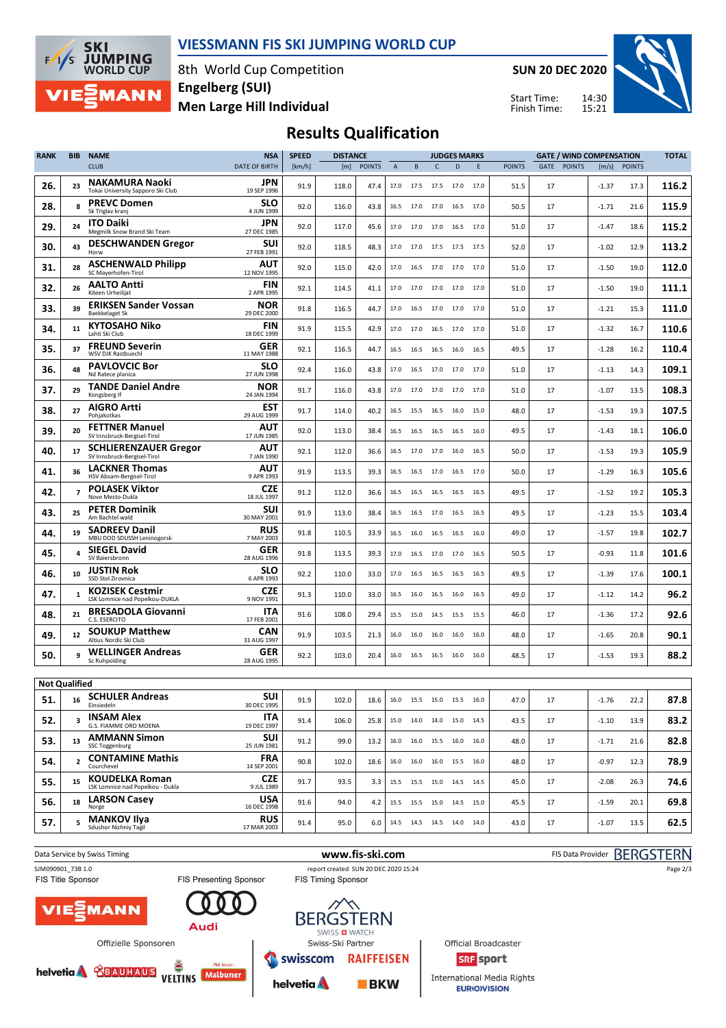# VIESSMANN FIS SKI JUMPING WORLD CUP

8th World Cup Competition
Engelberg (SUI)
Men Large Hill Individual

SUN 20 DEC 2020

Start Time: 14:30
Finish Time: 15:21

## Results Qualification

| RANK | BIB | NAME / CLUB | NSA / DATE OF BIRTH | SPEED [km/h] | DISTANCE [m] | DISTANCE POINTS | A | B | C | D | E | JUDGES POINTS | GATE | GATE POINTS | WIND [m/s] | WIND POINTS | TOTAL |
|---|---|---|---|---|---|---|---|---|---|---|---|---|---|---|---|---|---|
| 26. | 23 | **NAKAMURA Naoki** Tokai University Sapporo Ski Club | JPN 19 SEP 1996 | 91.9 | 118.0 | 47.4 | 17.0 | 17.5 | 17.5 | 17.0 | 17.0 | 51.5 | 17 | | -1.37 | 17.3 | 116.2 |
| 28. | 8 | **PREVC Domen** Sk Triglav kranj | SLO 4 JUN 1999 | 92.0 | 116.0 | 43.8 | 16.5 | 17.0 | 17.0 | 16.5 | 17.0 | 50.5 | 17 | | -1.71 | 21.6 | 115.9 |
| 29. | 24 | **ITO Daiki** Megmilk Snow Brand Ski Team | JPN 27 DEC 1985 | 92.0 | 117.0 | 45.6 | 17.0 | 17.0 | 17.0 | 16.5 | 17.0 | 51.0 | 17 | | -1.47 | 18.6 | 115.2 |
| 30. | 43 | **DESCHWANDEN Gregor** Horw | SUI 27 FEB 1991 | 92.0 | 118.5 | 48.3 | 17.0 | 17.0 | 17.5 | 17.5 | 17.5 | 52.0 | 17 | | -1.02 | 12.9 | 113.2 |
| 31. | 28 | **ASCHENWALD Philipp** SC Mayerhofen-Tirol | AUT 12 NOV 1995 | 92.0 | 115.0 | 42.0 | 17.0 | 16.5 | 17.0 | 17.0 | 17.0 | 51.0 | 17 | | -1.50 | 19.0 | 112.0 |
| 32. | 26 | **AALTO Antti** Kiteen Urheilijat | FIN 2 APR 1995 | 92.1 | 114.5 | 41.1 | 17.0 | 17.0 | 17.0 | 17.0 | 17.0 | 51.0 | 17 | | -1.50 | 19.0 | 111.1 |
| 33. | 39 | **ERIKSEN Sander Vossan** Baekkelaget Sk | NOR 29 DEC 2000 | 91.8 | 116.5 | 44.7 | 17.0 | 16.5 | 17.0 | 17.0 | 17.0 | 51.0 | 17 | | -1.21 | 15.3 | 111.0 |
| 34. | 11 | **KYTOSAHO Niko** Lahti Ski Club | FIN 18 DEC 1999 | 91.9 | 115.5 | 42.9 | 17.0 | 17.0 | 16.5 | 17.0 | 17.0 | 51.0 | 17 | | -1.32 | 16.7 | 110.6 |
| 35. | 37 | **FREUND Severin** WSV DJK Rastbuechl | GER 11 MAY 1988 | 92.1 | 116.5 | 44.7 | 16.5 | 16.5 | 16.5 | 16.0 | 16.5 | 49.5 | 17 | | -1.28 | 16.2 | 110.4 |
| 36. | 48 | **PAVLOVCIC Bor** Nd Ratece planica | SLO 27 JUN 1998 | 92.4 | 116.0 | 43.8 | 17.0 | 16.5 | 17.0 | 17.0 | 17.0 | 51.0 | 17 | | -1.13 | 14.3 | 109.1 |
| 37. | 29 | **TANDE Daniel Andre** Kongsberg If | NOR 24 JAN 1994 | 91.7 | 116.0 | 43.8 | 17.0 | 17.0 | 17.0 | 17.0 | 17.0 | 51.0 | 17 | | -1.07 | 13.5 | 108.3 |
| 38. | 27 | **AIGRO Artti** Pohjakotkas | EST 29 AUG 1999 | 91.7 | 114.0 | 40.2 | 16.5 | 15.5 | 16.5 | 16.0 | 15.0 | 48.0 | 17 | | -1.53 | 19.3 | 107.5 |
| 39. | 20 | **FETTNER Manuel** SV Innsbruck-Bergisel-Tirol | AUT 17 JUN 1985 | 92.0 | 113.0 | 38.4 | 16.5 | 16.5 | 16.5 | 16.5 | 16.0 | 49.5 | 17 | | -1.43 | 18.1 | 106.0 |
| 40. | 17 | **SCHLIERENZAUER Gregor** SV Innsbruck-Bergisel-Tirol | AUT 7 JAN 1990 | 92.1 | 112.0 | 36.6 | 16.5 | 17.0 | 17.0 | 16.0 | 16.5 | 50.0 | 17 | | -1.53 | 19.3 | 105.9 |
| 41. | 36 | **LACKNER Thomas** HSV Absam-Bergisel-Tirol | AUT 9 APR 1993 | 91.9 | 113.5 | 39.3 | 16.5 | 16.5 | 17.0 | 16.5 | 17.0 | 50.0 | 17 | | -1.29 | 16.3 | 105.6 |
| 42. | 7 | **POLASEK Viktor** Nove Mesto-Dukla | CZE 18 JUL 1997 | 91.2 | 112.0 | 36.6 | 16.5 | 16.5 | 16.5 | 16.5 | 16.5 | 49.5 | 17 | | -1.52 | 19.2 | 105.3 |
| 43. | 25 | **PETER Dominik** Am Bachtel wald | SUI 30 MAY 2001 | 91.9 | 113.0 | 38.4 | 16.5 | 16.5 | 17.0 | 16.5 | 16.5 | 49.5 | 17 | | -1.23 | 15.5 | 103.4 |
| 44. | 19 | **SADREEV Danil** MBU DOD SDUSSH Leninogorsk | RUS 7 MAY 2003 | 91.8 | 110.5 | 33.9 | 16.5 | 16.0 | 16.5 | 16.5 | 16.0 | 49.0 | 17 | | -1.57 | 19.8 | 102.7 |
| 45. | 4 | **SIEGEL David** SV Baiersbronn | GER 28 AUG 1996 | 91.8 | 113.5 | 39.3 | 17.0 | 16.5 | 17.0 | 17.0 | 16.5 | 50.5 | 17 | | -0.93 | 11.8 | 101.6 |
| 46. | 10 | **JUSTIN Rok** SSD Stol Zirovnica | SLO 6 APR 1993 | 92.2 | 110.0 | 33.0 | 17.0 | 16.5 | 16.5 | 16.5 | 16.5 | 49.5 | 17 | | -1.39 | 17.6 | 100.1 |
| 47. | 1 | **KOZISEK Cestmir** LSK Lomnice nad Popelkou-DUKLA | CZE 9 NOV 1991 | 91.3 | 110.0 | 33.0 | 16.5 | 16.0 | 16.5 | 16.0 | 16.5 | 49.0 | 17 | | -1.12 | 14.2 | 96.2 |
| 48. | 21 | **BRESADOLA Giovanni** C.S. ESERCITO | ITA 17 FEB 2001 | 91.6 | 108.0 | 29.4 | 15.5 | 15.0 | 14.5 | 15.5 | 15.5 | 46.0 | 17 | | -1.36 | 17.2 | 92.6 |
| 49. | 12 | **SOUKUP Matthew** Altius Nordic Ski Club | CAN 31 AUG 1997 | 91.9 | 103.5 | 21.3 | 16.0 | 16.0 | 16.0 | 16.0 | 16.0 | 48.0 | 17 | | -1.65 | 20.8 | 90.1 |
| 50. | 9 | **WELLINGER Andreas** Sc Ruhpolding | GER 28 AUG 1995 | 92.2 | 103.0 | 20.4 | 16.0 | 16.5 | 16.5 | 16.0 | 16.0 | 48.5 | 17 | | -1.53 | 19.3 | 88.2 |

**Not Qualified**

| RANK | BIB | NAME / CLUB | NSA / DATE OF BIRTH | SPEED [km/h] | DISTANCE [m] | DISTANCE POINTS | A | B | C | D | E | JUDGES POINTS | GATE | GATE POINTS | WIND [m/s] | WIND POINTS | TOTAL |
|---|---|---|---|---|---|---|---|---|---|---|---|---|---|---|---|---|---|
| 51. | 16 | **SCHULER Andreas** Einsiedeln | SUI 30 DEC 1995 | 91.9 | 102.0 | 18.6 | 16.0 | 15.5 | 15.0 | 15.5 | 16.0 | 47.0 | 17 | | -1.76 | 22.2 | 87.8 |
| 52. | 3 | **INSAM Alex** G.S. FIAMME ORO MOENA | ITA 19 DEC 1997 | 91.4 | 106.0 | 25.8 | 15.0 | 14.0 | 14.0 | 15.0 | 14.5 | 43.5 | 17 | | -1.10 | 13.9 | 83.2 |
| 53. | 13 | **AMMANN Simon** SSC Toggenburg | SUI 25 JUN 1981 | 91.2 | 99.0 | 13.2 | 16.0 | 16.0 | 15.5 | 16.0 | 16.0 | 48.0 | 17 | | -1.71 | 21.6 | 82.8 |
| 54. | 2 | **CONTAMINE Mathis** Courchevel | FRA 14 SEP 2001 | 90.8 | 102.0 | 18.6 | 16.0 | 16.0 | 16.0 | 15.5 | 16.0 | 48.0 | 17 | | -0.97 | 12.3 | 78.9 |
| 55. | 15 | **KOUDELKA Roman** LSK Lomnice nad Popelkou - Dukla | CZE 9 JUL 1989 | 91.7 | 93.5 | 3.3 | 15.5 | 15.5 | 15.0 | 14.5 | 14.5 | 45.0 | 17 | | -2.08 | 26.3 | 74.6 |
| 56. | 18 | **LARSON Casey** Norge | USA 16 DEC 1998 | 91.6 | 94.0 | 4.2 | 15.5 | 15.5 | 15.0 | 14.5 | 15.0 | 45.5 | 17 | | -1.59 | 20.1 | 69.8 |
| 57. | 5 | **MANKOV Ilya** Sdushor Nizhniy Tagil | RUS 17 MAR 2003 | 91.4 | 95.0 | 6.0 | 14.5 | 14.5 | 14.5 | 14.0 | 14.0 | 43.0 | 17 | | -1.07 | 13.5 | 62.5 |

Data Service by Swiss Timing — www.fis-ski.com — FIS Data Provider BERGSTERN

SJM090901_73B 1.0 — report created SUN 20 DEC 2020 15:24

FIS Title Sponsor: VIESSMANN
FIS Presenting Sponsor: Audi
FIS Timing Sponsor: BERGSTERN SWISS WATCH

Offizielle Sponsoren: helvetia, BAUHAUS, VELTINS, Malbuner

Swiss-Ski Partner: swisscom, RAIFFEISEN, helvetia, BKW

Official Broadcaster: SRF sport

International Media Rights: EUROVISION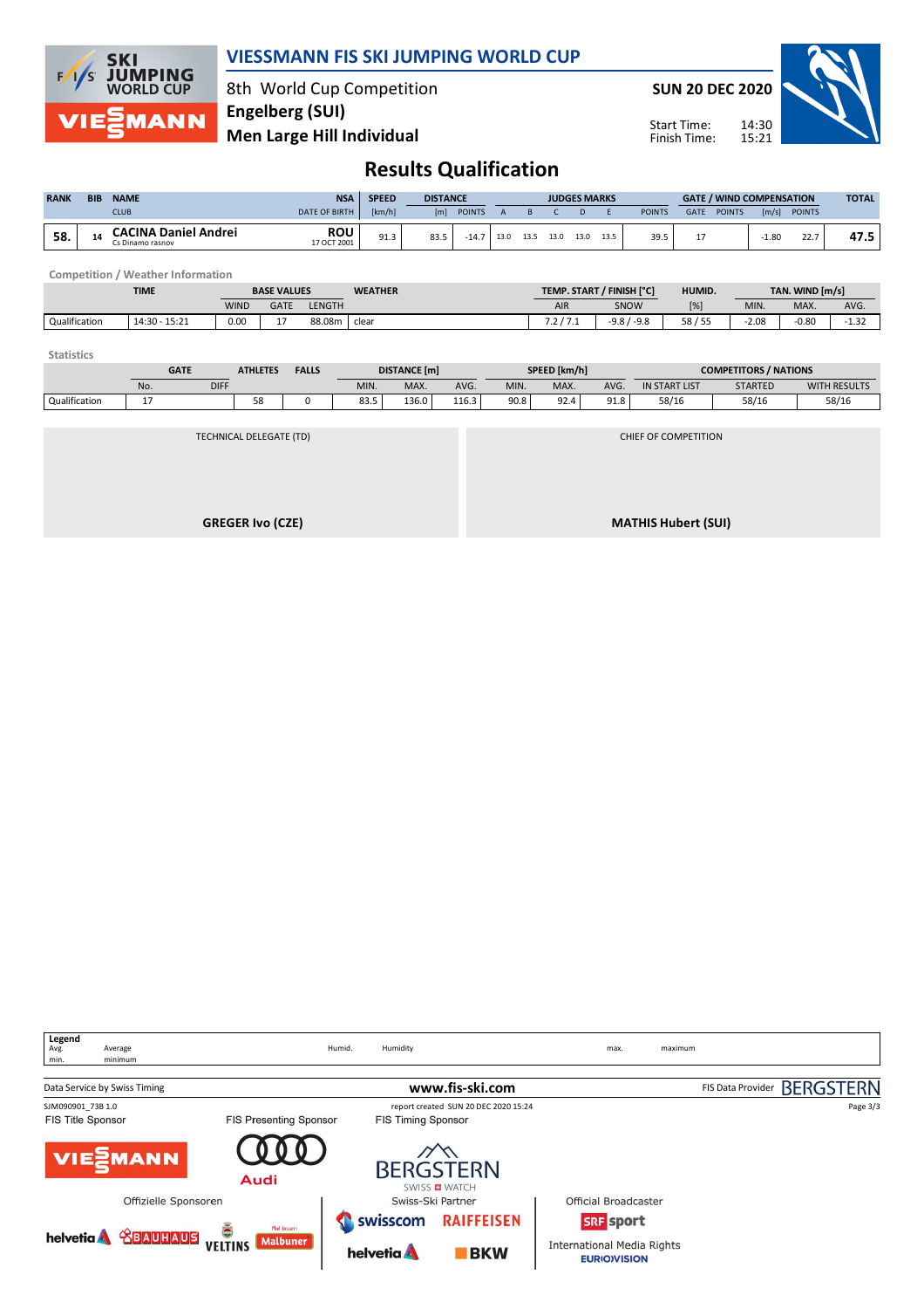# VIESSMANN FIS SKI JUMPING WORLD CUP

8th World Cup Competition
**Engelberg (SUI)**
**Men Large Hill Individual**

**SUN 20 DEC 2020**

Start Time: 14:30
Finish Time: 15:21

## Results Qualification

| RANK | BIB | NAME / CLUB | NSA / DATE OF BIRTH | SPEED [km/h] | DISTANCE [m] | DISTANCE POINTS | A | B | C | D | E | JUDGES POINTS | GATE | GATE POINTS | WIND [m/s] | WIND POINTS | TOTAL |
|---|---|---|---|---|---|---|---|---|---|---|---|---|---|---|---|---|---|
| 58. | 14 | **CACINA Daniel Andrei** Cs Dinamo rasnov | ROU 17 OCT 2001 | 91.3 | 83.5 | -14.7 | 13.0 | 13.5 | 13.0 | 13.0 | 13.5 | 39.5 | 17 | | -1.80 | 22.7 | 47.5 |

### Competition / Weather Information

| | TIME | BASE VALUES WIND | GATE | LENGTH | WEATHER | TEMP. START / FINISH [°C] AIR | SNOW | HUMID. [%] | TAN. WIND [m/s] MIN. | MAX. | AVG. |
|---|---|---|---|---|---|---|---|---|---|---|---|
| Qualification | 14:30 - 15:21 | 0.00 | 17 | 88.08m | clear | 7.2 / 7.1 | -9.8 / -9.8 | 58 / 55 | -2.08 | -0.80 | -1.32 |

### Statistics

| | GATE No. | GATE DIFF | ATHLETES | FALLS | DISTANCE [m] MIN. | MAX. | AVG. | SPEED [km/h] MIN. | MAX. | AVG. | IN START LIST | STARTED | WITH RESULTS |
|---|---|---|---|---|---|---|---|---|---|---|---|---|---|
| Qualification | 17 | | 58 | 0 | 83.5 | 136.0 | 116.3 | 90.8 | 92.4 | 91.8 | 58/16 | 58/16 | 58/16 |

TECHNICAL DELEGATE (TD)

**GREGER Ivo (CZE)**

CHIEF OF COMPETITION

**MATHIS Hubert (SUI)**

**Legend**
Avg. Average
min. minimum
Humid. Humidity
max. maximum

Data Service by Swiss Timing — www.fis-ski.com — FIS Data Provider BERGSTERN

SJM090901_73B 1.0 — report created SUN 20 DEC 2020 15:24

FIS Title Sponsor: VIESSMANN
FIS Presenting Sponsor: Audi
FIS Timing Sponsor: BERGSTERN SWISS WATCH
Offizielle Sponsoren: helvetia, BAUHAUS, VELTINS, Malbuner
Swiss-Ski Partner: swisscom, RAIFFEISEN, helvetia, BKW
Official Broadcaster: SRF sport
International Media Rights: EUROVISION